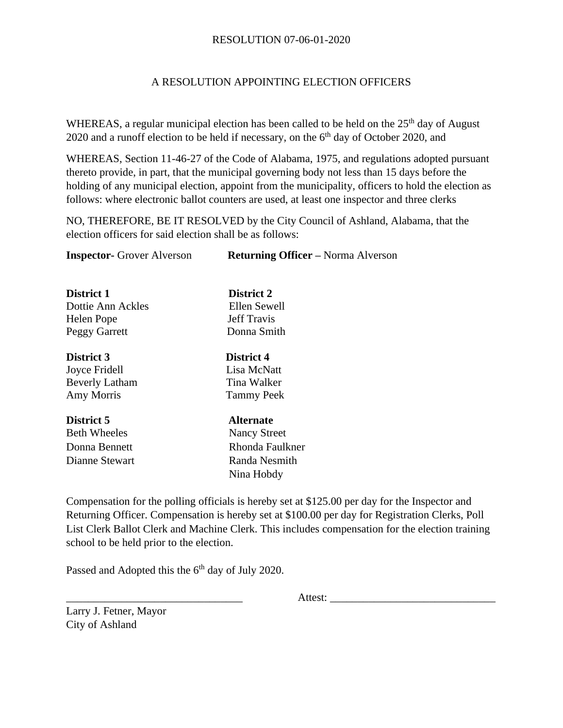RESOLUTION 07-06-01-2020

A RESOLUTION APPOINTING ELECTION OFFICERS

WHEREAS, a regular municipal election has been called to be held on the 25th day of August 2020 and a runoff election to be held if necessary, on the 6th day of October 2020, and

WHEREAS, Section 11-46-27 of the Code of Alabama, 1975, and regulations adopted pursuant thereto provide, in part, that the municipal governing body not less than 15 days before the holding of any municipal election, appoint from the municipality, officers to hold the election as follows: where electronic ballot counters are used, at least one inspector and three clerks

NO, THEREFORE, BE IT RESOLVED by the City Council of Ashland, Alabama, that the election officers for said election shall be as follows:

**Inspector-** Grover Alverson

**Returning Officer –** Norma Alverson

**District 1**
Dottie Ann Ackles
Helen Pope
Peggy Garrett

**District 2**
Ellen Sewell
Jeff Travis
Donna Smith

**District 3**
Joyce Fridell
Beverly Latham
Amy Morris

**District 4**
Lisa McNatt
Tina Walker
Tammy Peek

**District 5**
Beth Wheeles
Donna Bennett
Dianne Stewart

**Alternate**
Nancy Street
Rhonda Faulkner
Randa Nesmith
Nina Hobdy

Compensation for the polling officials is hereby set at $125.00 per day for the Inspector and Returning Officer. Compensation is hereby set at $100.00 per day for Registration Clerks, Poll List Clerk Ballot Clerk and Machine Clerk. This includes compensation for the election training school to be held prior to the election.

Passed and Adopted this the 6th day of July 2020.

\_\_\_\_\_\_\_\_\_\_\_\_\_\_\_\_\_\_\_\_\_\_\_\_\_\_\_\_\_\_\_\_ Attest: \_\_\_\_\_\_\_\_\_\_\_\_\_\_\_\_\_\_\_\_\_\_\_\_\_\_\_\_\_\_

Larry J. Fetner, Mayor
City of Ashland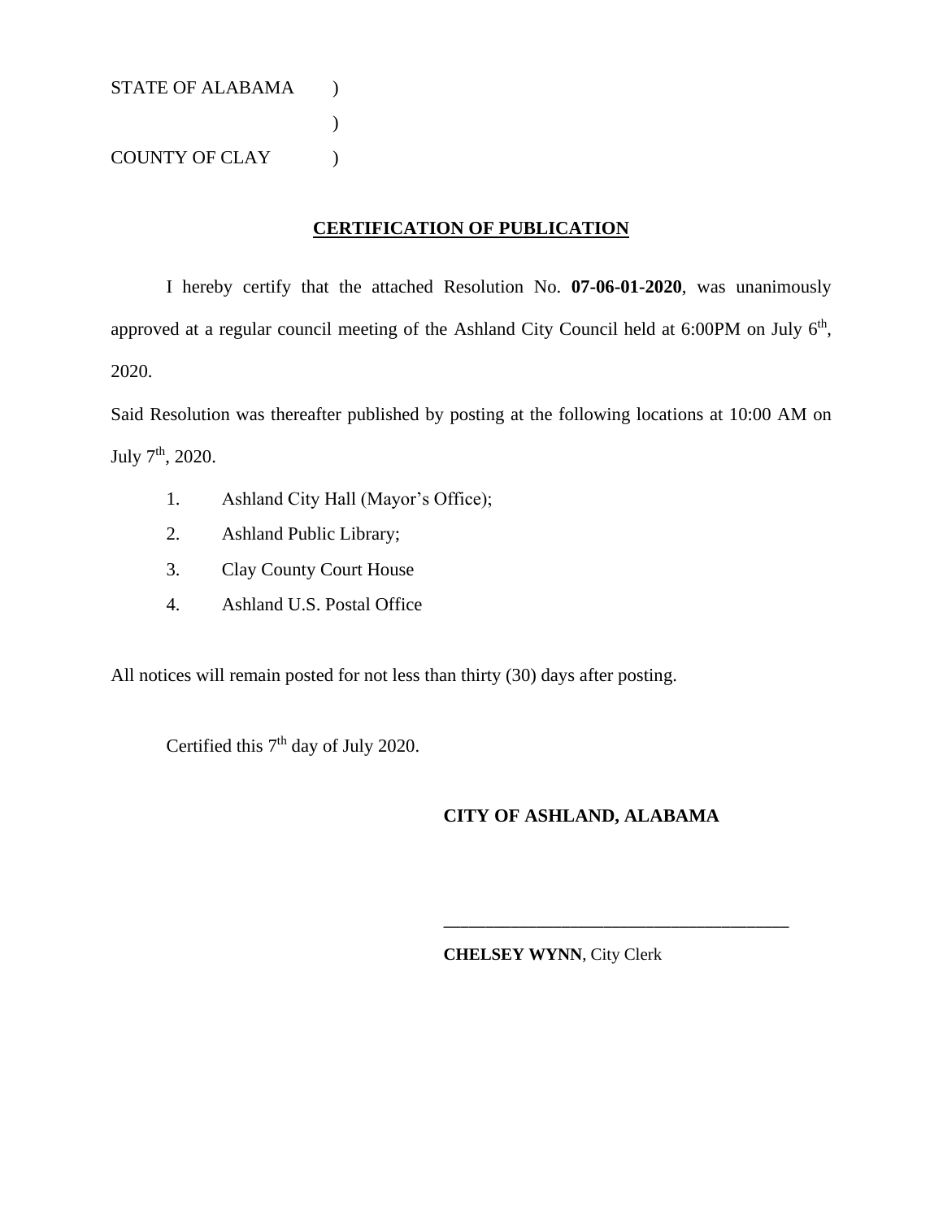STATE OF ALABAMA )

)

COUNTY OF CLAY )

## CERTIFICATION OF PUBLICATION

I hereby certify that the attached Resolution No. **07-06-01-2020**, was unanimously approved at a regular council meeting of the Ashland City Council held at 6:00PM on July 6th, 2020.

Said Resolution was thereafter published by posting at the following locations at 10:00 AM on July 7th, 2020.

1. Ashland City Hall (Mayor's Office);
2. Ashland Public Library;
3. Clay County Court House
4. Ashland U.S. Postal Office

All notices will remain posted for not less than thirty (30) days after posting.

Certified this 7th day of July 2020.

**CITY OF ASHLAND, ALABAMA**

\_\_\_\_\_\_\_\_\_\_\_\_\_\_\_\_\_\_\_\_\_\_\_\_\_\_\_\_\_\_\_\_\_\_\_\_\_\_\_\_

**CHELSEY WYNN**, City Clerk